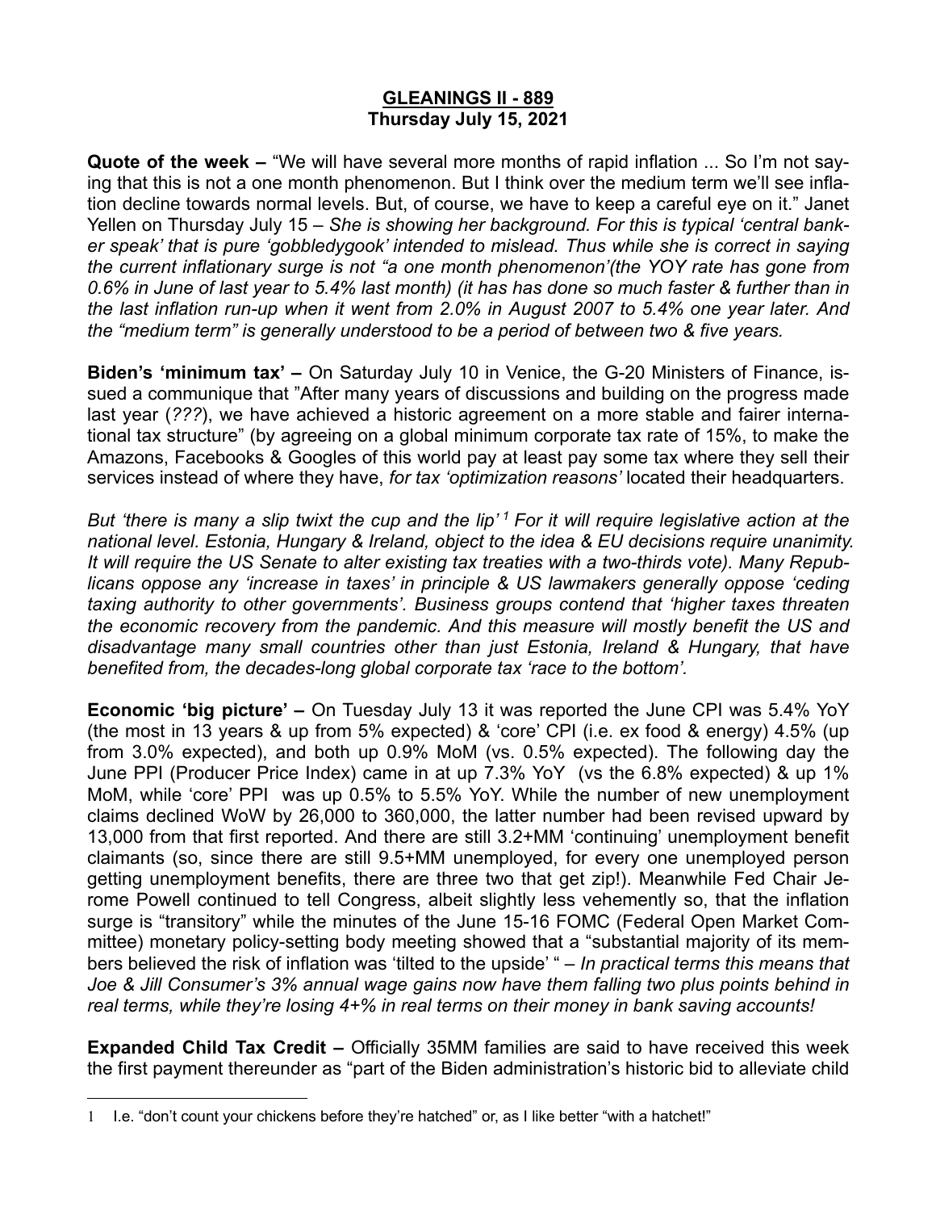# GLEANINGS II - 889
**Thursday July 15, 2021**

**Quote of the week –** "We will have several more months of rapid inflation ... So I'm not saying that this is not a one month phenomenon. But I think over the medium term we'll see inflation decline towards normal levels. But, of course, we have to keep a careful eye on it." Janet Yellen on Thursday July 15 – *She is showing her background. For this is typical 'central banker speak' that is pure 'gobbledygook' intended to mislead. Thus while she is correct in saying the current inflationary surge is not "a one month phenomenon'(the YOY rate has gone from 0.6% in June of last year to 5.4% last month) (it has has done so much faster & further than in the last inflation run-up when it went from 2.0% in August 2007 to 5.4% one year later. And the "medium term" is generally understood to be a period of between two & five years.*

**Biden's 'minimum tax' –** On Saturday July 10 in Venice, the G-20 Ministers of Finance, issued a communique that "After many years of discussions and building on the progress made last year (*???*), we have achieved a historic agreement on a more stable and fairer international tax structure" (by agreeing on a global minimum corporate tax rate of 15%, to make the Amazons, Facebooks & Googles of this world pay at least pay some tax where they sell their services instead of where they have, *for tax 'optimization reasons'* located their headquarters.

*But 'there is many a slip twixt the cup and the lip'* [1] *For it will require legislative action at the national level. Estonia, Hungary & Ireland, object to the idea & EU decisions require unanimity. It will require the US Senate to alter existing tax treaties with a two-thirds vote). Many Republicans oppose any 'increase in taxes' in principle & US lawmakers generally oppose 'ceding taxing authority to other governments'. Business groups contend that 'higher taxes threaten the economic recovery from the pandemic. And this measure will mostly benefit the US and disadvantage many small countries other than just Estonia, Ireland & Hungary, that have benefited from, the decades-long global corporate tax 'race to the bottom'.*

**Economic 'big picture' –** On Tuesday July 13 it was reported the June CPI was 5.4% YoY (the most in 13 years & up from 5% expected) & 'core' CPI (i.e. ex food & energy) 4.5% (up from 3.0% expected), and both up 0.9% MoM (vs. 0.5% expected). The following day the June PPI (Producer Price Index) came in at up 7.3% YoY (vs the 6.8% expected) & up 1% MoM, while 'core' PPI was up 0.5% to 5.5% YoY. While the number of new unemployment claims declined WoW by 26,000 to 360,000, the latter number had been revised upward by 13,000 from that first reported. And there are still 3.2+MM 'continuing' unemployment benefit claimants (so, since there are still 9.5+MM unemployed, for every one unemployed person getting unemployment benefits, there are three two that get zip!). Meanwhile Fed Chair Jerome Powell continued to tell Congress, albeit slightly less vehemently so, that the inflation surge is "transitory" while the minutes of the June 15-16 FOMC (Federal Open Market Committee) monetary policy-setting body meeting showed that a "substantial majority of its members believed the risk of inflation was 'tilted to the upside' " – *In practical terms this means that Joe & Jill Consumer's 3% annual wage gains now have them falling two plus points behind in real terms, while they're losing 4+% in real terms on their money in bank saving accounts!*

**Expanded Child Tax Credit –** Officially 35MM families are said to have received this week the first payment thereunder as "part of the Biden administration's historic bid to alleviate child

---

[1] I.e. "don't count your chickens before they're hatched" or, as I like better "with a hatchet!"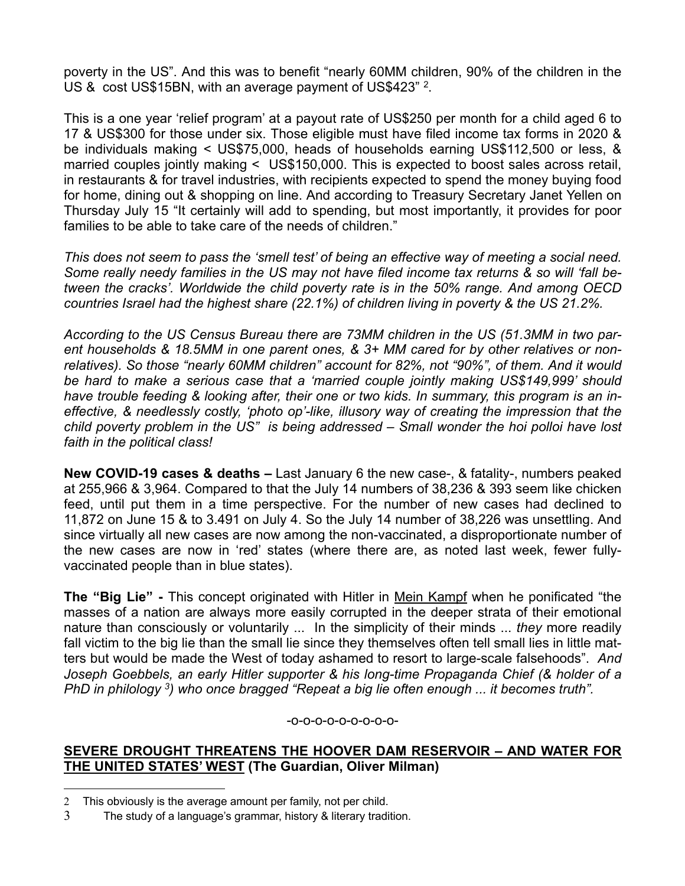poverty in the US". And this was to benefit "nearly 60MM children, 90% of the children in the US & cost US$15BN, with an average payment of US$423" [2].

This is a one year 'relief program' at a payout rate of US$250 per month for a child aged 6 to 17 & US$300 for those under six. Those eligible must have filed income tax forms in 2020 & be individuals making < US$75,000, heads of households earning US$112,500 or less, & married couples jointly making < US$150,000. This is expected to boost sales across retail, in restaurants & for travel industries, with recipients expected to spend the money buying food for home, dining out & shopping on line. And according to Treasury Secretary Janet Yellen on Thursday July 15 "It certainly will add to spending, but most importantly, it provides for poor families to be able to take care of the needs of children."

*This does not seem to pass the 'smell test' of being an effective way of meeting a social need. Some really needy families in the US may not have filed income tax returns & so will 'fall between the cracks'. Worldwide the child poverty rate is in the 50% range. And among OECD countries Israel had the highest share (22.1%) of children living in poverty & the US 21.2%.*

*According to the US Census Bureau there are 73MM children in the US (51.3MM in two parent households & 18.5MM in one parent ones, & 3+ MM cared for by other relatives or non-relatives). So those "nearly 60MM children" account for 82%, not "90%", of them. And it would be hard to make a serious case that a 'married couple jointly making US$149,999' should have trouble feeding & looking after, their one or two kids. In summary, this program is an ineffective, & needlessly costly, 'photo op'-like, illusory way of creating the impression that the child poverty problem in the US" is being addressed – Small wonder the hoi polloi have lost faith in the political class!*

**New COVID-19 cases & deaths –** Last January 6 the new case-, & fatality-, numbers peaked at 255,966 & 3,964. Compared to that the July 14 numbers of 38,236 & 393 seem like chicken feed, until put them in a time perspective. For the number of new cases had declined to 11,872 on June 15 & to 3.491 on July 4. So the July 14 number of 38,226 was unsettling. And since virtually all new cases are now among the non-vaccinated, a disproportionate number of the new cases are now in 'red' states (where there are, as noted last week, fewer fully-vaccinated people than in blue states).

**The "Big Lie" -** This concept originated with Hitler in Mein Kampf when he ponificated "the masses of a nation are always more easily corrupted in the deeper strata of their emotional nature than consciously or voluntarily ... In the simplicity of their minds ... *they* more readily fall victim to the big lie than the small lie since they themselves often tell small lies in little matters but would be made the West of today ashamed to resort to large-scale falsehoods". *And Joseph Goebbels, an early Hitler supporter & his long-time Propaganda Chief (& holder of a PhD in philology [3]) who once bragged "Repeat a big lie often enough ... it becomes truth".*

-o-o-o-o-o-o-o-o-o-o-

**SEVERE DROUGHT THREATENS THE HOOVER DAM RESERVOIR – AND WATER FOR THE UNITED STATES' WEST (The Guardian, Oliver Milman)**

---

2 This obviously is the average amount per family, not per child.

3 The study of a language's grammar, history & literary tradition.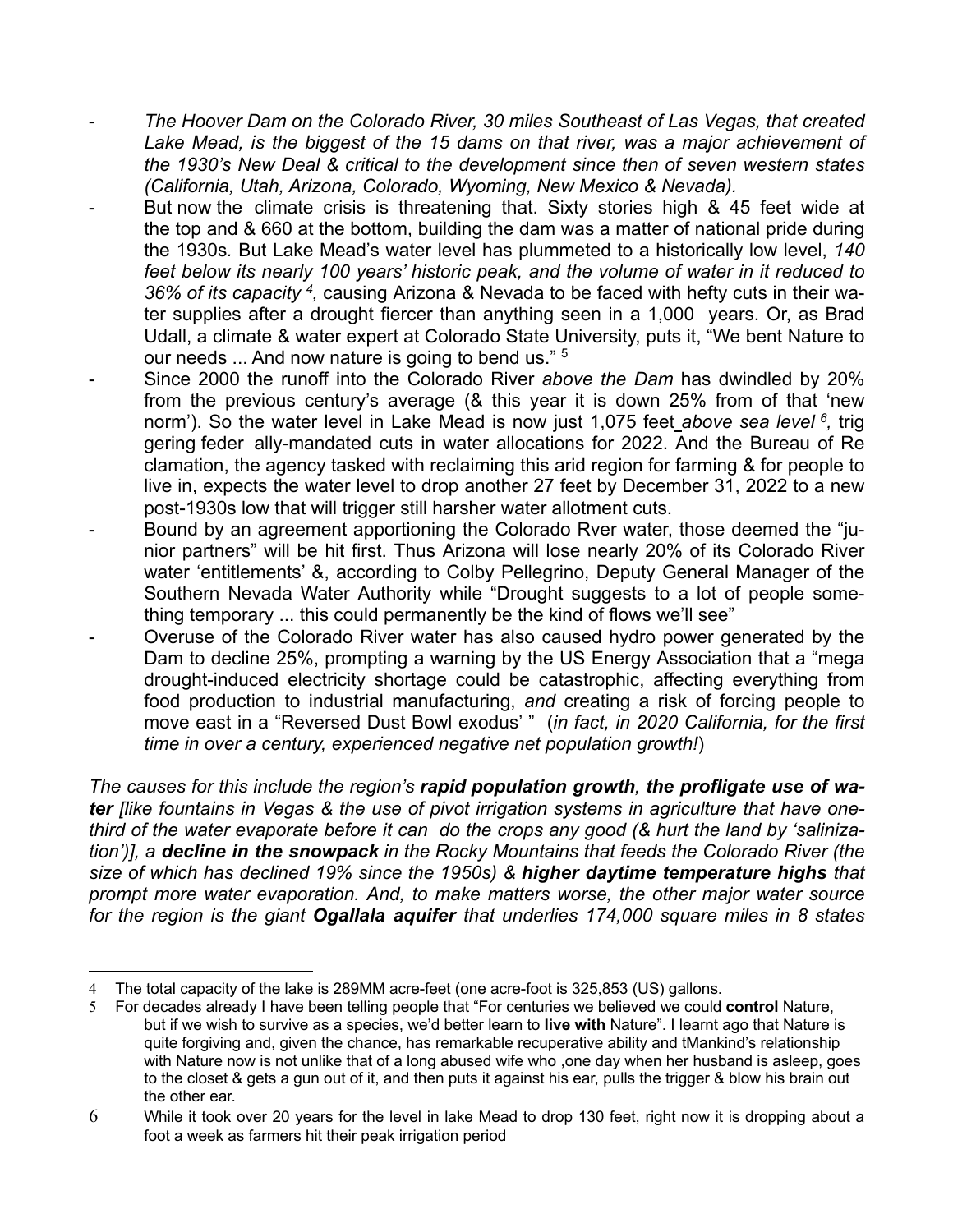- *The Hoover Dam on the Colorado River, 30 miles Southeast of Las Vegas, that created Lake Mead, is the biggest of the 15 dams on that river, was a major achievement of the 1930's New Deal & critical to the development since then of seven western states (California, Utah, Arizona, Colorado, Wyoming, New Mexico & Nevada).*
- But now the climate crisis is threatening that. Sixty stories high & 45 feet wide at the top and & 660 at the bottom, building the dam was a matter of national pride during the 1930s. But Lake Mead's water level has plummeted to a historically low level, *140 feet below its nearly 100 years' historic peak, and the volume of water in it reduced to 36% of its capacity* [4], causing Arizona & Nevada to be faced with hefty cuts in their water supplies after a drought fiercer than anything seen in a 1,000 years. Or, as Brad Udall, a climate & water expert at Colorado State University, puts it, "We bent Nature to our needs ... And now nature is going to bend us." [5]
- Since 2000 the runoff into the Colorado River *above the Dam* has dwindled by 20% from the previous century's average (& this year it is down 25% from of that 'new norm'). So the water level in Lake Mead is now just 1,075 feet *above sea level* [6], triggering federally-mandated cuts in water allocations for 2022. And the Bureau of Reclamation, the agency tasked with reclaiming this arid region for farming & for people to live in, expects the water level to drop another 27 feet by December 31, 2022 to a new post-1930s low that will trigger still harsher water allotment cuts.
- Bound by an agreement apportioning the Colorado Rver water, those deemed the "junior partners" will be hit first. Thus Arizona will lose nearly 20% of its Colorado River water 'entitlements' &, according to Colby Pellegrino, Deputy General Manager of the Southern Nevada Water Authority while "Drought suggests to a lot of people something temporary ... this could permanently be the kind of flows we'll see"
- Overuse of the Colorado River water has also caused hydro power generated by the Dam to decline 25%, prompting a warning by the US Energy Association that a "mega drought-induced electricity shortage could be catastrophic, affecting everything from food production to industrial manufacturing, *and* creating a risk of forcing people to move east in a "Reversed Dust Bowl exodus' " (*in fact, in 2020 California, for the first time in over a century, experienced negative net population growth!*)

*The causes for this include the region's **rapid population growth**, **the profligate use of water** [like fountains in Vegas & the use of pivot irrigation systems in agriculture that have one-third of the water evaporate before it can do the crops any good (& hurt the land by 'salinization')], a **decline in the snowpack** in the Rocky Mountains that feeds the Colorado River (the size of which has declined 19% since the 1950s) & **higher daytime temperature highs** that prompt more water evaporation. And, to make matters worse, the other major water source for the region is the giant **Ogallala aquifer** that underlies 174,000 square miles in 8 states*

---

4 The total capacity of the lake is 289MM acre-feet (one acre-foot is 325,853 (US) gallons.

5 For decades already I have been telling people that "For centuries we believed we could **control** Nature, but if we wish to survive as a species, we'd better learn to **live with** Nature". I learnt ago that Nature is quite forgiving and, given the chance, has remarkable recuperative ability and tMankind's relationship with Nature now is not unlike that of a long abused wife who ,one day when her husband is asleep, goes to the closet & gets a gun out of it, and then puts it against his ear, pulls the trigger & blow his brain out the other ear.

6 While it took over 20 years for the level in lake Mead to drop 130 feet, right now it is dropping about a foot a week as farmers hit their peak irrigation period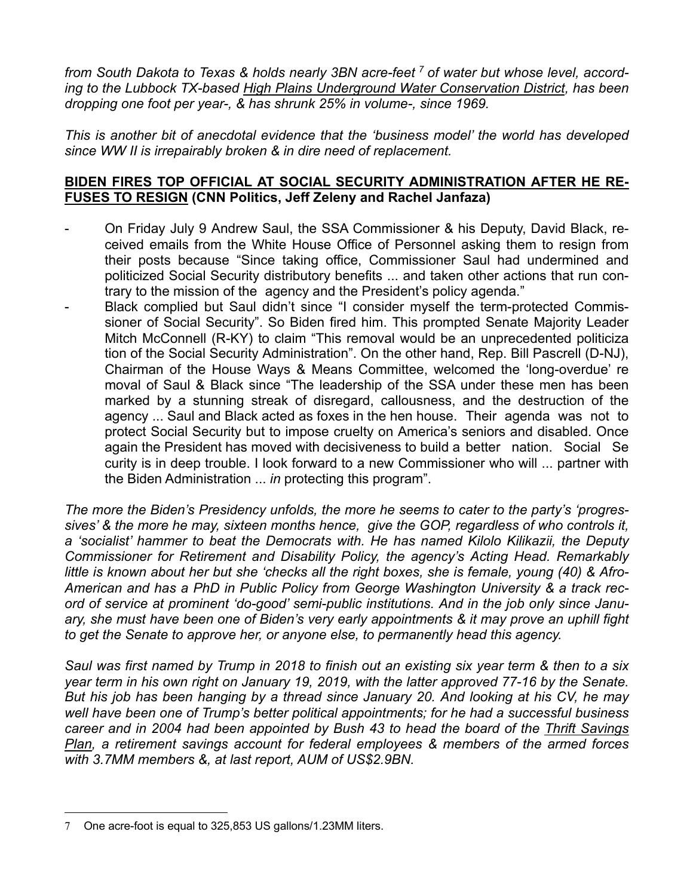*from South Dakota to Texas & holds nearly 3BN acre-feet [7] of water but whose level, according to the Lubbock TX-based High Plains Underground Water Conservation District, has been dropping one foot per year-, & has shrunk 25% in volume-, since 1969.*

*This is another bit of anecdotal evidence that the 'business model' the world has developed since WW II is irrepairably broken & in dire need of replacement.*

**BIDEN FIRES TOP OFFICIAL AT SOCIAL SECURITY ADMINISTRATION AFTER HE REFUSES TO RESIGN (CNN Politics, Jeff Zeleny and Rachel Janfaza)**

- On Friday July 9 Andrew Saul, the SSA Commissioner & his Deputy, David Black, received emails from the White House Office of Personnel asking them to resign from their posts because "Since taking office, Commissioner Saul had undermined and politicized Social Security distributory benefits ... and taken other actions that run contrary to the mission of the agency and the President's policy agenda."
- Black complied but Saul didn't since "I consider myself the term-protected Commissioner of Social Security". So Biden fired him. This prompted Senate Majority Leader Mitch McConnell (R-KY) to claim "This removal would be an unprecedented politicization of the Social Security Administration". On the other hand, Rep. Bill Pascrell (D-NJ), Chairman of the House Ways & Means Committee, welcomed the 'long-overdue' removal of Saul & Black since "The leadership of the SSA under these men has been marked by a stunning streak of disregard, callousness, and the destruction of the agency ... Saul and Black acted as foxes in the hen house. Their agenda was not to protect Social Security but to impose cruelty on America's seniors and disabled. Once again the President has moved with decisiveness to build a better nation. Social Security is in deep trouble. I look forward to a new Commissioner who will ... partner with the Biden Administration ... *in* protecting this program".

*The more the Biden's Presidency unfolds, the more he seems to cater to the party's 'progressives' & the more he may, sixteen months hence, give the GOP, regardless of who controls it, a 'socialist' hammer to beat the Democrats with. He has named Kilolo Kilikazii, the Deputy Commissioner for Retirement and Disability Policy, the agency's Acting Head. Remarkably little is known about her but she 'checks all the right boxes, she is female, young (40) & Afro-American and has a PhD in Public Policy from George Washington University & a track record of service at prominent 'do-good' semi-public institutions. And in the job only since January, she must have been one of Biden's very early appointments & it may prove an uphill fight to get the Senate to approve her, or anyone else, to permanently head this agency.*

*Saul was first named by Trump in 2018 to finish out an existing six year term & then to a six year term in his own right on January 19, 2019, with the latter approved 77-16 by the Senate. But his job has been hanging by a thread since January 20. And looking at his CV, he may well have been one of Trump's better political appointments; for he had a successful business career and in 2004 had been appointed by Bush 43 to head the board of the Thrift Savings Plan, a retirement savings account for federal employees & members of the armed forces with 3.7MM members &, at last report, AUM of US$2.9BN.*

---

[7] One acre-foot is equal to 325,853 US gallons/1.23MM liters.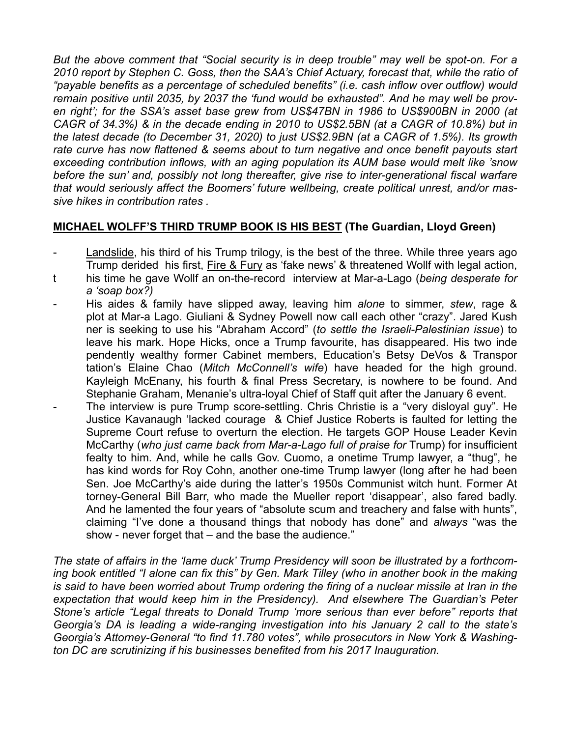*But the above comment that "Social security is in deep trouble" may well be spot-on. For a 2010 report by Stephen C. Goss, then the SAA's Chief Actuary, forecast that, while the ratio of "payable benefits as a percentage of scheduled benefits" (i.e. cash inflow over outflow) would remain positive until 2035, by 2037 the 'fund would be exhausted". And he may well be proven right'; for the SSA's asset base grew from US$47BN in 1986 to US$900BN in 2000 (at CAGR of 34.3%) & in the decade ending in 2010 to US$2.5BN (at a CAGR of 10.8%) but in the latest decade (to December 31, 2020) to just US$2.9BN (at a CAGR of 1.5%). Its growth rate curve has now flattened & seems about to turn negative and once benefit payouts start exceeding contribution inflows, with an aging population its AUM base would melt like 'snow before the sun' and, possibly not long thereafter, give rise to inter-generational fiscal warfare that would seriously affect the Boomers' future wellbeing, create political unrest, and/or massive hikes in contribution rates .*

## MICHAEL WOLFF'S THIRD TRUMP BOOK IS HIS BEST (The Guardian, Lloyd Green)

- Landslide, his third of his Trump trilogy, is the best of the three. While three years ago Trump derided his first, Fire & Fury as 'fake news' & threatened Wollf with legal action, this time he gave Wollf an on-the-record interview at Mar-a-Lago (*being desperate for a 'soap box?)*
- His aides & family have slipped away, leaving him *alone* to simmer, *stew*, rage & plot at Mar-a Lago. Giuliani & Sydney Powell now call each other "crazy". Jared Kushner is seeking to use his "Abraham Accord" (*to settle the Israeli-Palestinian issue*) to leave his mark. Hope Hicks, once a Trump favourite, has disappeared. His two independently wealthy former Cabinet members, Education's Betsy DeVos & Transportation's Elaine Chao (*Mitch McConnell's wife*) have headed for the high ground. Kayleigh McEnany, his fourth & final Press Secretary, is nowhere to be found. And Stephanie Graham, Menanie's ultra-loyal Chief of Staff quit after the January 6 event.
- The interview is pure Trump score-settling. Chris Christie is a "very disloyal guy". He Justice Kavanaugh 'lacked courage & Chief Justice Roberts is faulted for letting the Supreme Court refuse to overturn the election. He targets GOP House Leader Kevin McCarthy (*who just came back from Mar-a-Lago full of praise for* Trump) for insufficient fealty to him. And, while he calls Gov. Cuomo, a onetime Trump lawyer, a "thug", he has kind words for Roy Cohn, another one-time Trump lawyer (long after he had been Sen. Joe McCarthy's aide during the latter's 1950s Communist witch hunt. Former Attorney-General Bill Barr, who made the Mueller report 'disappear', also fared badly. And he lamented the four years of "absolute scum and treachery and false with hunts", claiming "I've done a thousand things that nobody has done" and *always* "was the show - never forget that – and the base the audience."

*The state of affairs in the 'lame duck' Trump Presidency will soon be illustrated by a forthcoming book entitled "I alone can fix this" by Gen. Mark Tilley (who in another book in the making is said to have been worried about Trump ordering the firing of a nuclear missile at Iran in the expectation that would keep him in the Presidency). And elsewhere The Guardian's Peter Stone's article "Legal threats to Donald Trump 'more serious than ever before" reports that Georgia's DA is leading a wide-ranging investigation into his January 2 call to the state's Georgia's Attorney-General "to find 11.780 votes", while prosecutors in New York & Washington DC are scrutinizing if his businesses benefited from his 2017 Inauguration.*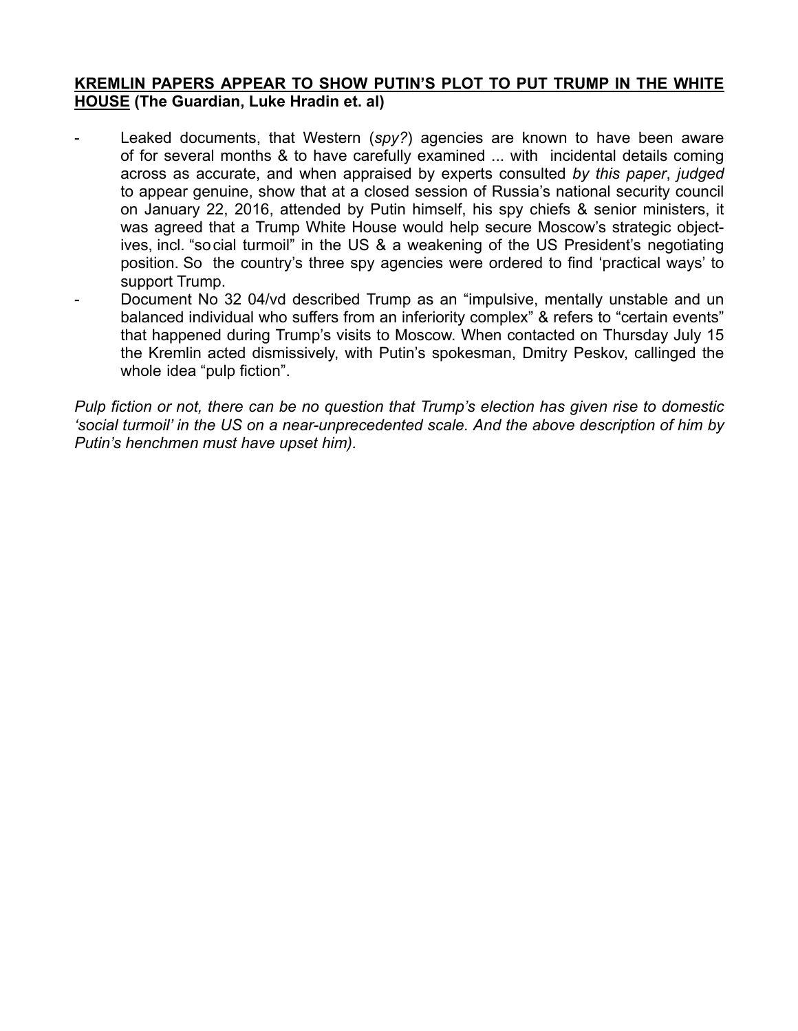**<u>KREMLIN PAPERS APPEAR TO SHOW PUTIN'S PLOT TO PUT TRUMP IN THE WHITE HOUSE</u> (The Guardian, Luke Hradin et. al)**

- Leaked documents, that Western (*spy?*) agencies are known to have been aware of for several months & to have carefully examined ... with incidental details coming across as accurate, and when appraised by experts consulted *by this paper*, *judged* to appear genuine, show that at a closed session of Russia's national security council on January 22, 2016, attended by Putin himself, his spy chiefs & senior ministers, it was agreed that a Trump White House would help secure Moscow's strategic objectives, incl. "social turmoil" in the US & a weakening of the US President's negotiating position. So the country's three spy agencies were ordered to find 'practical ways' to support Trump.
- Document No 32 04/vd described Trump as an "impulsive, mentally unstable and un balanced individual who suffers from an inferiority complex" & refers to "certain events" that happened during Trump's visits to Moscow. When contacted on Thursday July 15 the Kremlin acted dismissively, with Putin's spokesman, Dmitry Peskov, callinged the whole idea "pulp fiction".

*Pulp fiction or not, there can be no question that Trump's election has given rise to domestic 'social turmoil' in the US on a near-unprecedented scale. And the above description of him by Putin's henchmen must have upset him).*